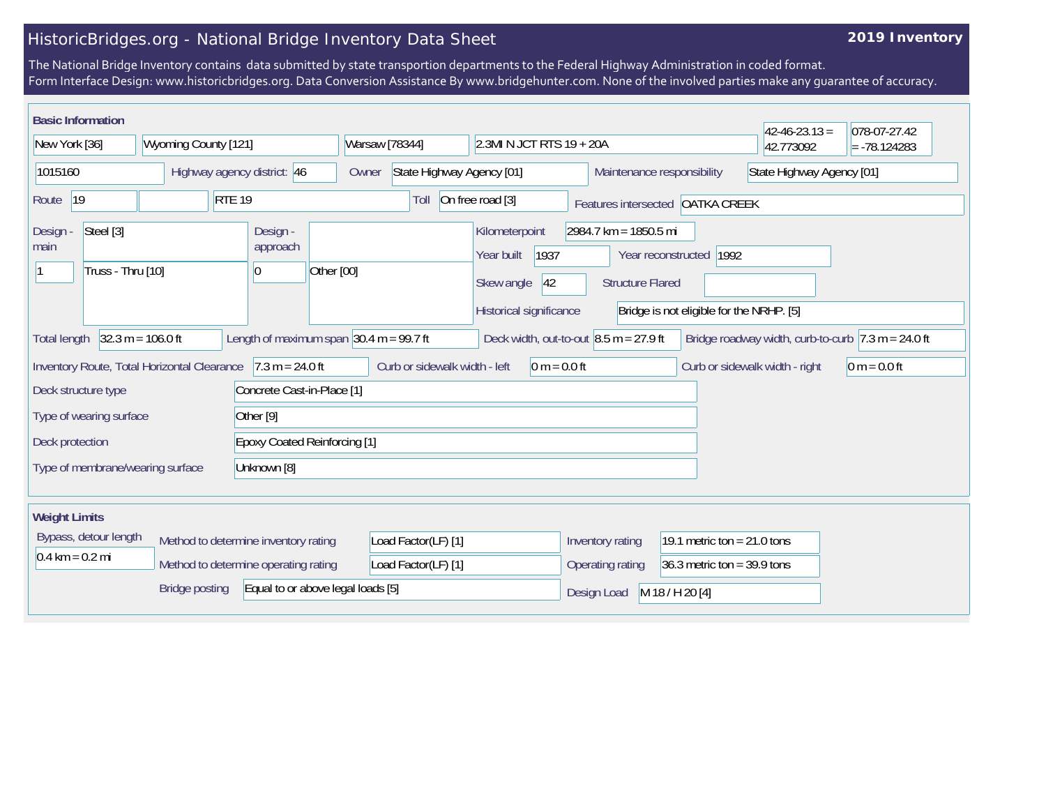# HistoricBridges.org - National Bridge Inventory Data Sheet

**2019 Inventory**

The National Bridge Inventory contains data submitted by state transportion departments to the Federal Highway Administration in coded format.
Form Interface Design: www.historicbridges.org. Data Conversion Assistance By www.bridgehunter.com. None of the involved parties make any guarantee of accuracy.

## Basic Information

| | |
|---|---|
| State | New York [36] |
| County | Wyoming County [121] |
| Place | Warsaw [78344] |
| Location | 2.3MI N JCT RTS 19 + 20A |
| Latitude | 42-46-23.13 = 42.773092 |
| Longitude | 078-07-27.42 = -78.124283 |
| Structure Number | 1015160 |
| Highway agency district | 46 |
| Owner | State Highway Agency [01] |
| Maintenance responsibility | State Highway Agency [01] |
| Route | 19 |
| Route name | RTE 19 |
| Toll | On free road [3] |
| Features intersected | OATKA CREEK |
| Design - main | Steel [3] |
| Number of main spans | 1 |
| Main span design | Truss - Thru [10] |
| Design - approach | |
| Number of approach spans | 0 |
| Approach span design | Other [00] |
| Kilometerpoint | 2984.7 km = 1850.5 mi |
| Year built | 1937 |
| Year reconstructed | 1992 |
| Skew angle | 42 |
| Structure Flared | |
| Historical significance | Bridge is not eligible for the NRHP. [5] |
| Total length | 32.3 m = 106.0 ft |
| Length of maximum span | 30.4 m = 99.7 ft |
| Deck width, out-to-out | 8.5 m = 27.9 ft |
| Bridge roadway width, curb-to-curb | 7.3 m = 24.0 ft |
| Inventory Route, Total Horizontal Clearance | 7.3 m = 24.0 ft |
| Curb or sidewalk width - left | 0 m = 0.0 ft |
| Curb or sidewalk width - right | 0 m = 0.0 ft |
| Deck structure type | Concrete Cast-in-Place [1] |
| Type of wearing surface | Other [9] |
| Deck protection | Epoxy Coated Reinforcing [1] |
| Type of membrane/wearing surface | Unknown [8] |

## Weight Limits

| | |
|---|---|
| Bypass, detour length | 0.4 km = 0.2 mi |
| Method to determine inventory rating | Load Factor(LF) [1] |
| Method to determine operating rating | Load Factor(LF) [1] |
| Bridge posting | Equal to or above legal loads [5] |
| Inventory rating | 19.1 metric ton = 21.0 tons |
| Operating rating | 36.3 metric ton = 39.9 tons |
| Design Load | M 18 / H 20 [4] |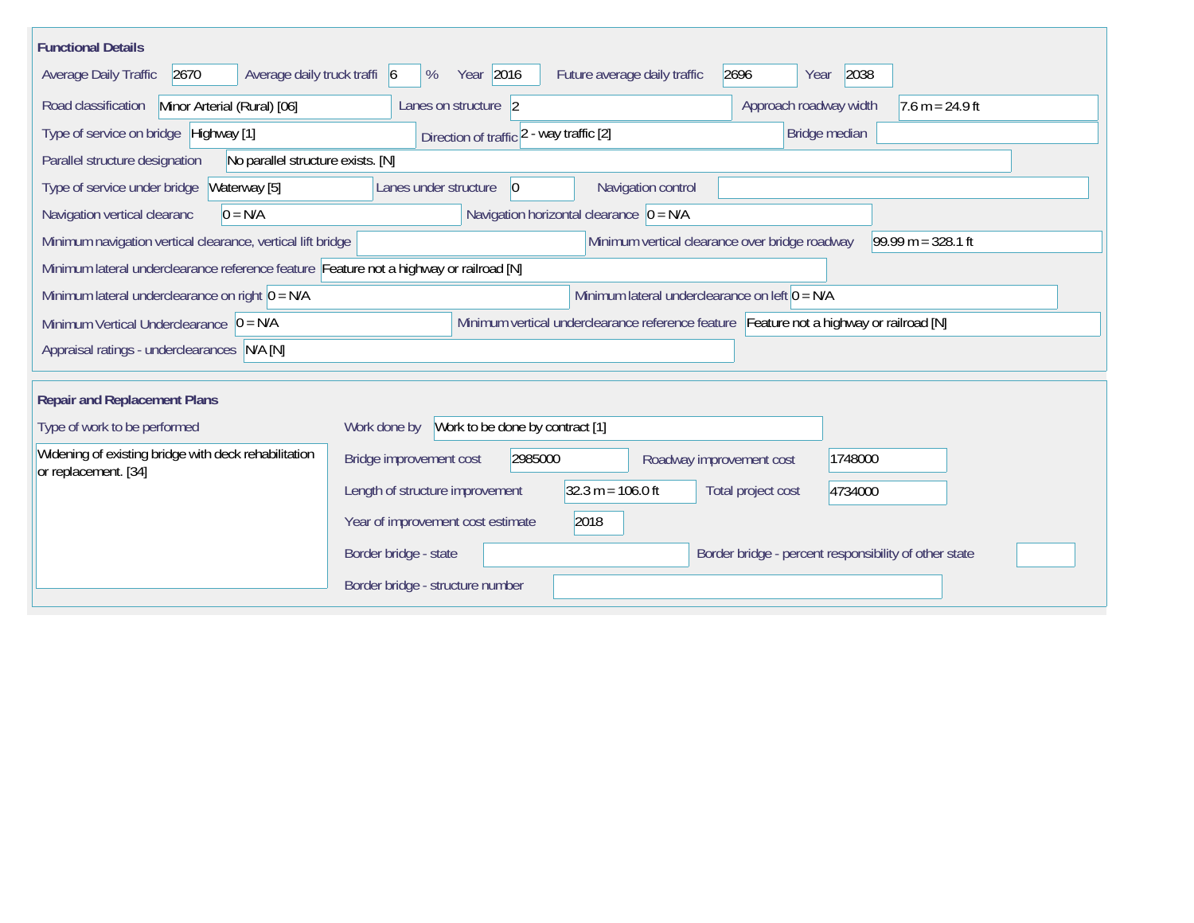## Functional Details

| Field | Value |
|---|---|
| Average Daily Traffic | 2670 |
| Average daily truck traffi | 6 % |
| Year | 2016 |
| Future average daily traffic | 2696 |
| Year | 2038 |
| Road classification | Minor Arterial (Rural) [06] |
| Lanes on structure | 2 |
| Approach roadway width | 7.6 m = 24.9 ft |
| Type of service on bridge | Highway [1] |
| Direction of traffic | 2 - way traffic [2] |
| Bridge median | |
| Parallel structure designation | No parallel structure exists. [N] |
| Type of service under bridge | Waterway [5] |
| Lanes under structure | 0 |
| Navigation control | |
| Navigation vertical clearanc | 0 = N/A |
| Navigation horizontal clearance | 0 = N/A |
| Minimum navigation vertical clearance, vertical lift bridge | |
| Minimum vertical clearance over bridge roadway | 99.99 m = 328.1 ft |
| Minimum lateral underclearance reference feature | Feature not a highway or railroad [N] |
| Minimum lateral underclearance on right | 0 = N/A |
| Minimum lateral underclearance on left | 0 = N/A |
| Minimum Vertical Underclearance | 0 = N/A |
| Minimum vertical underclearance reference feature | Feature not a highway or railroad [N] |
| Appraisal ratings - underclearances | N/A [N] |

## Repair and Replacement Plans

| Field | Value |
|---|---|
| Type of work to be performed | Widening of existing bridge with deck rehabilitation or replacement. [34] |
| Work done by | Work to be done by contract [1] |
| Bridge improvement cost | 2985000 |
| Roadway improvement cost | 1748000 |
| Length of structure improvement | 32.3 m = 106.0 ft |
| Total project cost | 4734000 |
| Year of improvement cost estimate | 2018 |
| Border bridge - state | |
| Border bridge - percent responsibility of other state | |
| Border bridge - structure number | |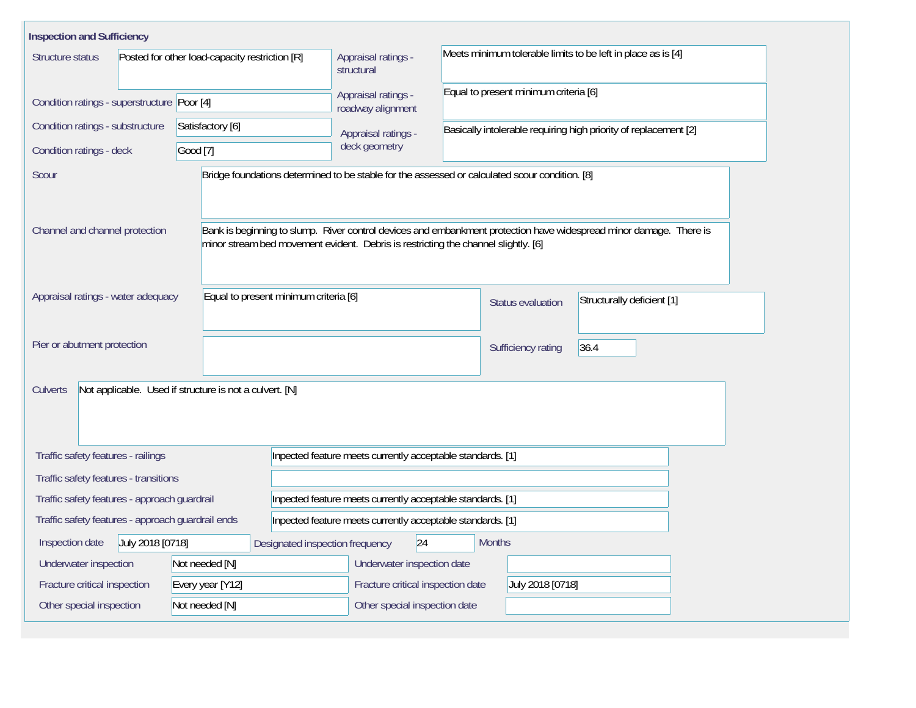## Inspection and Sufficiency

| Field | Value |
|---|---|
| Structure status | Posted for other load-capacity restriction [R] |
| Appraisal ratings - structural | Meets minimum tolerable limits to be left in place as is [4] |
| Condition ratings - superstructure | Poor [4] |
| Appraisal ratings - roadway alignment | Equal to present minimum criteria [6] |
| Condition ratings - substructure | Satisfactory [6] |
| Condition ratings - deck | Good [7] |
| Appraisal ratings - deck geometry | Basically intolerable requiring high priority of replacement [2] |
| Scour | Bridge foundations determined to be stable for the assessed or calculated scour condition. [8] |
| Channel and channel protection | Bank is beginning to slump. River control devices and embankment protection have widespread minor damage. There is minor stream bed movement evident. Debris is restricting the channel slightly. [6] |
| Appraisal ratings - water adequacy | Equal to present minimum criteria [6] |
| Status evaluation | Structurally deficient [1] |
| Pier or abutment protection | |
| Sufficiency rating | 36.4 |
| Culverts | Not applicable. Used if structure is not a culvert. [N] |
| Traffic safety features - railings | Inpected feature meets currently acceptable standards. [1] |
| Traffic safety features - transitions | |
| Traffic safety features - approach guardrail | Inpected feature meets currently acceptable standards. [1] |
| Traffic safety features - approach guardrail ends | Inpected feature meets currently acceptable standards. [1] |
| Inspection date | July 2018 [0718] |
| Designated inspection frequency | 24 Months |
| Underwater inspection | Not needed [N] |
| Underwater inspection date | |
| Fracture critical inspection | Every year [Y12] |
| Fracture critical inspection date | July 2018 [0718] |
| Other special inspection | Not needed [N] |
| Other special inspection date | |